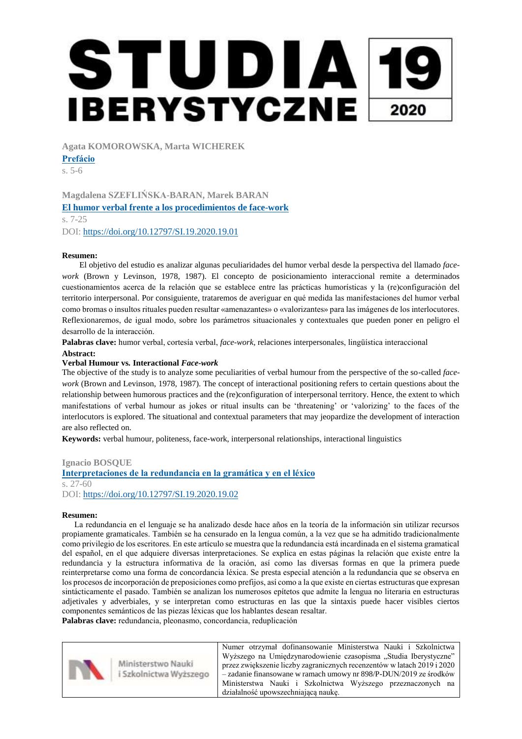# STUDIA IBERYSTYCZNE 19 2020

Agata KOMOROWSKA, Marta WICHEREK

**Prefácio**

s. 5-6

Magdalena SZEFLIŃSKA-BARAN, Marek BARAN

**El humor verbal frente a los procedimientos de face-work**

s. 7-25

DOI: https://doi.org/10.12797/SI.19.2020.19.01

**Resumen:**

El objetivo del estudio es analizar algunas peculiaridades del humor verbal desde la perspectiva del llamado *face-work* (Brown y Levinson, 1978, 1987). El concepto de posicionamiento interaccional remite a determinados cuestionamientos acerca de la relación que se establece entre las prácticas humorísticas y la (re)configuración del territorio interpersonal. Por consiguiente, trataremos de averiguar en qué medida las manifestaciones del humor verbal como bromas o insultos rituales pueden resultar «amenazantes» o «valorizantes» para las imágenes de los interlocutores. Reflexionaremos, de igual modo, sobre los parámetros situacionales y contextuales que pueden poner en peligro el desarrollo de la interacción.

**Palabras clave:** humor verbal, cortesía verbal, *face-work*, relaciones interpersonales, lingüística interaccional

**Abstract:**

**Verbal Humour vs. Interactional *Face-work***

The objective of the study is to analyze some peculiarities of verbal humour from the perspective of the so-called *face-work* (Brown and Levinson, 1978, 1987). The concept of interactional positioning refers to certain questions about the relationship between humorous practices and the (re)configuration of interpersonal territory. Hence, the extent to which manifestations of verbal humour as jokes or ritual insults can be 'threatening' or 'valorizing' to the faces of the interlocutors is explored. The situational and contextual parameters that may jeopardize the development of interaction are also reflected on.

**Keywords:** verbal humour, politeness, face-work, interpersonal relationships, interactional linguistics

Ignacio BOSQUE

**Interpretaciones de la redundancia en la gramática y en el léxico**

s. 27-60

DOI: https://doi.org/10.12797/SI.19.2020.19.02

**Resumen:**

La redundancia en el lenguaje se ha analizado desde hace años en la teoría de la información sin utilizar recursos propiamente gramaticales. También se ha censurado en la lengua común, a la vez que se ha admitido tradicionalmente como privilegio de los escritores. En este artículo se muestra que la redundancia está incardinada en el sistema gramatical del español, en el que adquiere diversas interpretaciones. Se explica en estas páginas la relación que existe entre la redundancia y la estructura informativa de la oración, así como las diversas formas en que la primera puede reinterpretarse como una forma de concordancia léxica. Se presta especial atención a la redundancia que se observa en los procesos de incorporación de preposiciones como prefijos, así como a la que existe en ciertas estructuras que expresan sintácticamente el pasado. También se analizan los numerosos epítetos que admite la lengua no literaria en estructuras adjetivales y adverbiales, y se interpretan como estructuras en las que la sintaxis puede hacer visibles ciertos componentes semánticos de las piezas léxicas que los hablantes desean resaltar.

**Palabras clave:** redundancia, pleonasmo, concordancia, reduplicación

| Ministerstwo Nauki i Szkolnictwa Wyższego | Numer otrzymał dofinansowanie Ministerstwa Nauki i Szkolnictwa Wyższego na Umiędzynarodowienie czasopisma „Studia Iberystyczne" przez zwiększenie liczby zagranicznych recenzentów w latach 2019 i 2020 – zadanie finansowane w ramach umowy nr 898/P-DUN/2019 ze środków Ministerstwa Nauki i Szkolnictwa Wyższego przeznaczonych na działalność upowszechniającą naukę. |
|---|---|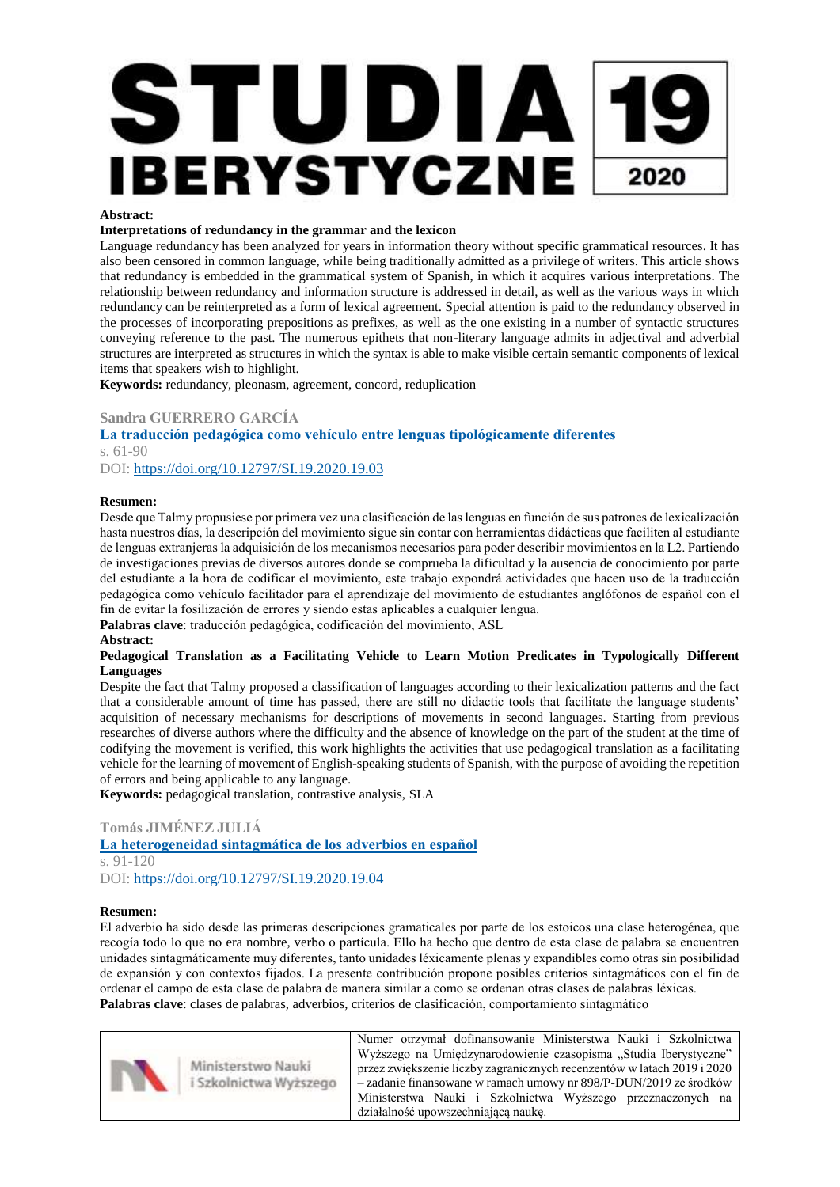**Abstract:**

**Interpretations of redundancy in the grammar and the lexicon**

Language redundancy has been analyzed for years in information theory without specific grammatical resources. It has also been censored in common language, while being traditionally admitted as a privilege of writers. This article shows that redundancy is embedded in the grammatical system of Spanish, in which it acquires various interpretations. The relationship between redundancy and information structure is addressed in detail, as well as the various ways in which redundancy can be reinterpreted as a form of lexical agreement. Special attention is paid to the redundancy observed in the processes of incorporating prepositions as prefixes, as well as the one existing in a number of syntactic structures conveying reference to the past. The numerous epithets that non-literary language admits in adjectival and adverbial structures are interpreted as structures in which the syntax is able to make visible certain semantic components of lexical items that speakers wish to highlight.

**Keywords:** redundancy, pleonasm, agreement, concord, reduplication

## Sandra GUERRERO GARCÍA

### La traducción pedagógica como vehículo entre lenguas tipológicamente diferentes

s. 61-90

DOI: https://doi.org/10.12797/SI.19.2020.19.03

**Resumen:**

Desde que Talmy propusiese por primera vez una clasificación de las lenguas en función de sus patrones de lexicalización hasta nuestros días, la descripción del movimiento sigue sin contar con herramientas didácticas que faciliten al estudiante de lenguas extranjeras la adquisición de los mecanismos necesarios para poder describir movimientos en la L2. Partiendo de investigaciones previas de diversos autores donde se comprueba la dificultad y la ausencia de conocimiento por parte del estudiante a la hora de codificar el movimiento, este trabajo expondrá actividades que hacen uso de la traducción pedagógica como vehículo facilitador para el aprendizaje del movimiento de estudiantes anglófonos de español con el fin de evitar la fosilización de errores y siendo estas aplicables a cualquier lengua.

**Palabras clave**: traducción pedagógica, codificación del movimiento, ASL

**Abstract:**

**Pedagogical Translation as a Facilitating Vehicle to Learn Motion Predicates in Typologically Different Languages**

Despite the fact that Talmy proposed a classification of languages according to their lexicalization patterns and the fact that a considerable amount of time has passed, there are still no didactic tools that facilitate the language students' acquisition of necessary mechanisms for descriptions of movements in second languages. Starting from previous researches of diverse authors where the difficulty and the absence of knowledge on the part of the student at the time of codifying the movement is verified, this work highlights the activities that use pedagogical translation as a facilitating vehicle for the learning of movement of English-speaking students of Spanish, with the purpose of avoiding the repetition of errors and being applicable to any language.

**Keywords:** pedagogical translation, contrastive analysis, SLA

## Tomás JIMÉNEZ JULIÁ

### La heterogeneidad sintagmática de los adverbios en español

s. 91-120

DOI: https://doi.org/10.12797/SI.19.2020.19.04

**Resumen:**

El adverbio ha sido desde las primeras descripciones gramaticales por parte de los estoicos una clase heterogénea, que recogía todo lo que no era nombre, verbo o partícula. Ello ha hecho que dentro de esta clase de palabra se encuentren unidades sintagmáticamente muy diferentes, tanto unidades léxicamente plenas y expandibles como otras sin posibilidad de expansión y con contextos fijados. La presente contribución propone posibles criterios sintagmáticos con el fin de ordenar el campo de esta clase de palabra de manera similar a como se ordenan otras clases de palabras léxicas.

**Palabras clave**: clases de palabras, adverbios, criterios de clasificación, comportamiento sintagmático

| Ministerstwo Nauki i Szkolnictwa Wyższego | Numer otrzymał dofinansowanie Ministerstwa Nauki i Szkolnictwa Wyższego na Umiędzynarodowienie czasopisma „Studia Iberystyczne" przez zwiększenie liczby zagranicznych recenzentów w latach 2019 i 2020 – zadanie finansowane w ramach umowy nr 898/P-DUN/2019 ze środków Ministerstwa Nauki i Szkolnictwa Wyższego przeznaczonych na działalność upowszechniającą naukę. |
|---|---|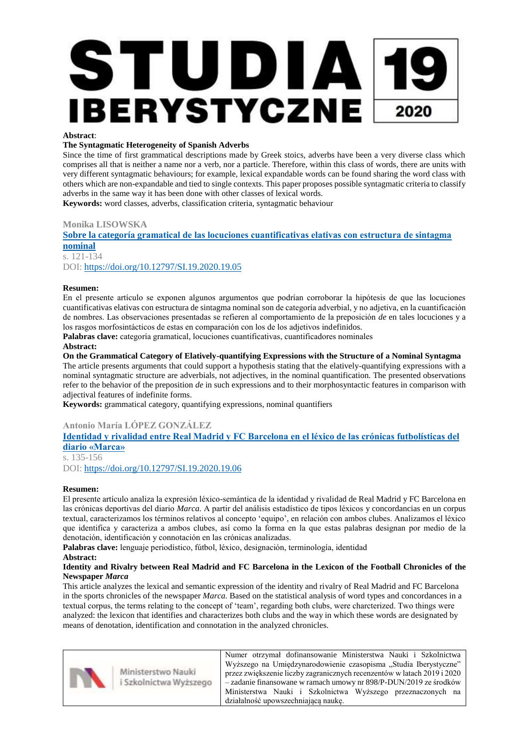**Abstract**:

**The Syntagmatic Heterogeneity of Spanish Adverbs**

Since the time of first grammatical descriptions made by Greek stoics, adverbs have been a very diverse class which comprises all that is neither a name nor a verb, nor a particle. Therefore, within this class of words, there are units with very different syntagmatic behaviours; for example, lexical expandable words can be found sharing the word class with others which are non-expandable and tied to single contexts. This paper proposes possible syntagmatic criteria to classify adverbs in the same way it has been done with other classes of lexical words.

**Keywords:** word classes, adverbs, classification criteria, syntagmatic behaviour

### Monika LISOWSKA

**Sobre la categoría gramatical de las locuciones cuantificativas elativas con estructura de sintagma nominal**

s. 121-134

DOI: https://doi.org/10.12797/SI.19.2020.19.05

**Resumen:**

En el presente artículo se exponen algunos argumentos que podrían corroborar la hipótesis de que las locuciones cuantificativas elativas con estructura de sintagma nominal son de categoría adverbial, y no adjetiva, en la cuantificación de nombres. Las observaciones presentadas se refieren al comportamiento de la preposición *de* en tales locuciones y a los rasgos morfosintácticos de estas en comparación con los de los adjetivos indefinidos.

**Palabras clave:** categoría gramatical, locuciones cuantificativas, cuantificadores nominales

**Abstract:**

**On the Grammatical Category of Elatively-quantifying Expressions with the Structure of a Nominal Syntagma**

The article presents arguments that could support a hypothesis stating that the elatively-quantifying expressions with a nominal syntagmatic structure are adverbials, not adjectives, in the nominal quantification. The presented observations refer to the behavior of the preposition *de* in such expressions and to their morphosyntactic features in comparison with adjectival features of indefinite forms.

**Keywords:** grammatical category, quantifying expressions, nominal quantifiers

### Antonio María LÓPEZ GONZÁLEZ

**Identidad y rivalidad entre Real Madrid y FC Barcelona en el léxico de las crónicas futbolísticas del diario «Marca»**

s. 135-156

DOI: https://doi.org/10.12797/SI.19.2020.19.06

**Resumen:**

El presente artículo analiza la expresión léxico-semántica de la identidad y rivalidad de Real Madrid y FC Barcelona en las crónicas deportivas del diario *Marca.* A partir del análisis estadístico de tipos léxicos y concordancias en un corpus textual, caracterizamos los términos relativos al concepto 'equipo', en relación con ambos clubes. Analizamos el léxico que identifica y caracteriza a ambos clubes, así como la forma en la que estas palabras designan por medio de la denotación, identificación y connotación en las crónicas analizadas.

**Palabras clave:** lenguaje periodístico, fútbol, léxico, designación, terminología, identidad

**Abstract:**

**Identity and Rivalry between Real Madrid and FC Barcelona in the Lexicon of the Football Chronicles of the Newspaper *Marca***

This article analyzes the lexical and semantic expression of the identity and rivalry of Real Madrid and FC Barcelona in the sports chronicles of the newspaper *Marca.* Based on the statistical analysis of word types and concordances in a textual corpus, the terms relating to the concept of 'team', regarding both clubs, were charcterized. Two things were analyzed: the lexicon that identifies and characterizes both clubs and the way in which these words are designated by means of denotation, identification and connotation in the analyzed chronicles.

Ministerstwo Nauki i Szkolnictwa Wyższego

Numer otrzymał dofinansowanie Ministerstwa Nauki i Szkolnictwa Wyższego na Umiędzynarodowienie czasopisma „Studia Iberystyczne" przez zwiększenie liczby zagranicznych recenzentów w latach 2019 i 2020 – zadanie finansowane w ramach umowy nr 898/P-DUN/2019 ze środków Ministerstwa Nauki i Szkolnictwa Wyższego przeznaczonych na działalność upowszechniającą naukę.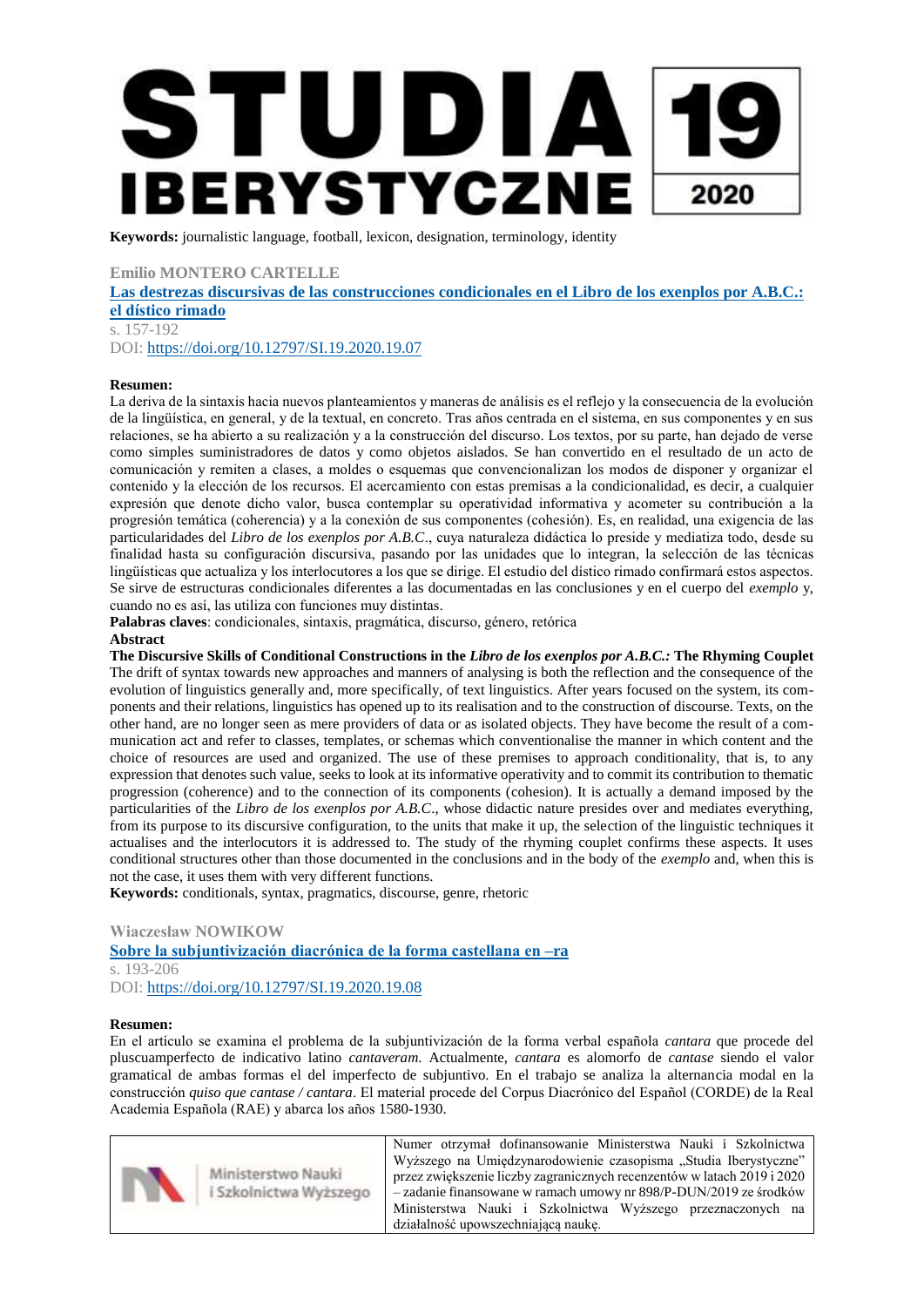**Keywords:** journalistic language, football, lexicon, designation, terminology, identity

**Emilio MONTERO CARTELLE**

**[Las destrezas discursivas de las construcciones condicionales en el Libro de los exenplos por A.B.C.: el dístico rimado](https://doi.org/10.12797/SI.19.2020.19.07)**

s. 157-192

DOI: https://doi.org/10.12797/SI.19.2020.19.07

**Resumen:**

La deriva de la sintaxis hacia nuevos planteamientos y maneras de análisis es el reflejo y la consecuencia de la evolución de la lingüística, en general, y de la textual, en concreto. Tras años centrada en el sistema, en sus componentes y en sus relaciones, se ha abierto a su realización y a la construcción del discurso. Los textos, por su parte, han dejado de verse como simples suministradores de datos y como objetos aislados. Se han convertido en el resultado de un acto de comunicación y remiten a clases, a moldes o esquemas que convencionalizan los modos de disponer y organizar el contenido y la elección de los recursos. El acercamiento con estas premisas a la condicionalidad, es decir, a cualquier expresión que denote dicho valor, busca contemplar su operatividad informativa y acometer su contribución a la progresión temática (coherencia) y a la conexión de sus componentes (cohesión). Es, en realidad, una exigencia de las particularidades del *Libro de los exenplos por A.B.C*., cuya naturaleza didáctica lo preside y mediatiza todo, desde su finalidad hasta su configuración discursiva, pasando por las unidades que lo integran, la selección de las técnicas lingüísticas que actualiza y los interlocutores a los que se dirige. El estudio del dístico rimado confirmará estos aspectos. Se sirve de estructuras condicionales diferentes a las documentadas en las conclusiones y en el cuerpo del *exemplo* y, cuando no es así, las utiliza con funciones muy distintas.

**Palabras claves**: condicionales, sintaxis, pragmática, discurso, género, retórica

**Abstract**

**The Discursive Skills of Conditional Constructions in the *Libro de los exenplos por A.B.C.:* The Rhyming Couplet**

The drift of syntax towards new approaches and manners of analysing is both the reflection and the consequence of the evolution of linguistics generally and, more specifically, of text linguistics. After years focused on the system, its components and their relations, linguistics has opened up to its realisation and to the construction of discourse. Texts, on the other hand, are no longer seen as mere providers of data or as isolated objects. They have become the result of a communication act and refer to classes, templates, or schemas which conventionalise the manner in which content and the choice of resources are used and organized. The use of these premises to approach conditionality, that is, to any expression that denotes such value, seeks to look at its informative operativity and to commit its contribution to thematic progression (coherence) and to the connection of its components (cohesion). It is actually a demand imposed by the particularities of the *Libro de los exenplos por A.B.C*., whose didactic nature presides over and mediates everything, from its purpose to its discursive configuration, to the units that make it up, the selection of the linguistic techniques it actualises and the interlocutors it is addressed to. The study of the rhyming couplet confirms these aspects. It uses conditional structures other than those documented in the conclusions and in the body of the *exemplo* and, when this is not the case, it uses them with very different functions.

**Keywords:** conditionals, syntax, pragmatics, discourse, genre, rhetoric

**Wiaczesław NOWIKOW**

**[Sobre la subjuntivización diacrónica de la forma castellana en –ra](https://doi.org/10.12797/SI.19.2020.19.08)**

s. 193-206

DOI: https://doi.org/10.12797/SI.19.2020.19.08

**Resumen:**

En el artículo se examina el problema de la subjuntivización de la forma verbal española *cantara* que procede del pluscuamperfecto de indicativo latino *cantaveram*. Actualmente, *cantara* es alomorfo de *cantase* siendo el valor gramatical de ambas formas el del imperfecto de subjuntivo. En el trabajo se analiza la alternancia modal en la construcción *quiso que cantase / cantara*. El material procede del Corpus Diacrónico del Español (CORDE) de la Real Academia Española (RAE) y abarca los años 1580-1930.

| Ministerstwo Nauki i Szkolnictwa Wyższego | Numer otrzymał dofinansowanie Ministerstwa Nauki i Szkolnictwa Wyższego na Umiędzynarodowienie czasopisma „Studia Iberystyczne" przez zwiększenie liczby zagranicznych recenzentów w latach 2019 i 2020 – zadanie finansowane w ramach umowy nr 898/P-DUN/2019 ze środków Ministerstwa Nauki i Szkolnictwa Wyższego przeznaczonych na działalność upowszechniającą naukę. |
| --- | --- |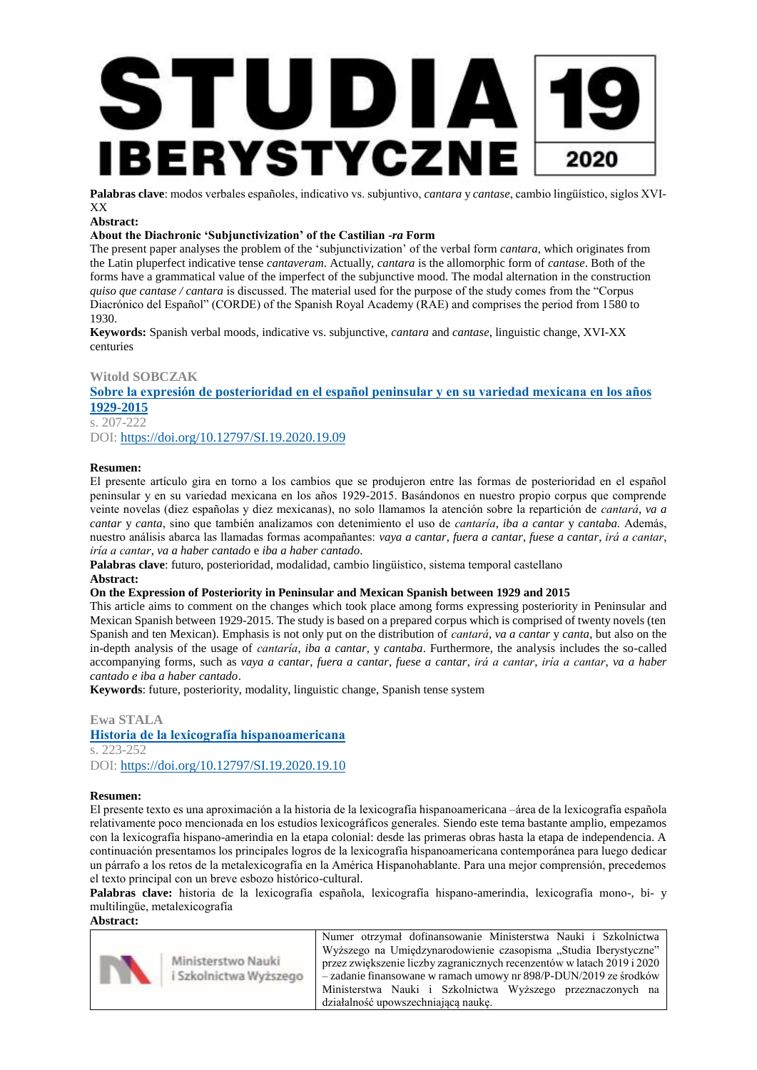**Palabras clave**: modos verbales españoles, indicativo vs. subjuntivo, *cantara* y *cantase*, cambio lingüístico, siglos XVI-XX

**Abstract:**

**About the Diachronic 'Subjunctivization' of the Castilian *-ra* Form**

The present paper analyses the problem of the 'subjunctivization' of the verbal form *cantara*, which originates from the Latin pluperfect indicative tense *cantaveram*. Actually, *cantara* is the allomorphic form of *cantase*. Both of the forms have a grammatical value of the imperfect of the subjunctive mood. The modal alternation in the construction *quiso que cantase / cantara* is discussed. The material used for the purpose of the study comes from the "Corpus Diacrónico del Español" (CORDE) of the Spanish Royal Academy (RAE) and comprises the period from 1580 to 1930.

**Keywords:** Spanish verbal moods, indicative vs. subjunctive, *cantara* and *cantase*, linguistic change, XVI-XX centuries

**Witold SOBCZAK**

**Sobre la expresión de posterioridad en el español peninsular y en su variedad mexicana en los años 1929-2015**

s. 207-222

DOI: https://doi.org/10.12797/SI.19.2020.19.09

**Resumen:**

El presente artículo gira en torno a los cambios que se produjeron entre las formas de posterioridad en el español peninsular y en su variedad mexicana en los años 1929-2015. Basándonos en nuestro propio corpus que comprende veinte novelas (diez españolas y diez mexicanas), no solo llamamos la atención sobre la repartición de *cantará*, *va a cantar* y *canta*, sino que también analizamos con detenimiento el uso de *cantaría*, *iba a cantar* y *cantaba*. Además, nuestro análisis abarca las llamadas formas acompañantes: *vaya a cantar*, *fuera a cantar*, *fuese a cantar*, *irá a cantar*, *iría a cantar*, *va a haber cantado* e *iba a haber cantado*.

**Palabras clave**: futuro, posterioridad, modalidad, cambio lingüístico, sistema temporal castellano

**Abstract:**

**On the Expression of Posteriority in Peninsular and Mexican Spanish between 1929 and 2015**

This article aims to comment on the changes which took place among forms expressing posteriority in Peninsular and Mexican Spanish between 1929-2015. The study is based on a prepared corpus which is comprised of twenty novels (ten Spanish and ten Mexican). Emphasis is not only put on the distribution of *cantará*, *va a cantar* y *canta*, but also on the in-depth analysis of the usage of *cantaría*, *iba a cantar*, y *cantaba*. Furthermore, the analysis includes the so-called accompanying forms, such as *vaya a cantar*, *fuera a cantar*, *fuese a cantar*, *irá a cantar*, *iría a cantar*, *va a haber cantado e iba a haber cantado*.

**Keywords**: future, posteriority, modality, linguistic change, Spanish tense system

**Ewa STALA**

**Historia de la lexicografía hispanoamericana**

s. 223-252

DOI: https://doi.org/10.12797/SI.19.2020.19.10

**Resumen:**

El presente texto es una aproximación a la historia de la lexicografía hispanoamericana –área de la lexicografía española relativamente poco mencionada en los estudios lexicográficos generales. Siendo este tema bastante amplio, empezamos con la lexicografía hispano-amerindia en la etapa colonial: desde las primeras obras hasta la etapa de independencia. A continuación presentamos los principales logros de la lexicografía hispanoamericana contemporánea para luego dedicar un párrafo a los retos de la metalexicografía en la América Hispanohablante. Para una mejor comprensión, precedemos el texto principal con un breve esbozo histórico-cultural.

**Palabras clave:** historia de la lexicografía española, lexicografía hispano-amerindia, lexicografía mono-, bi- y multilingüe, metalexicografía

**Abstract:**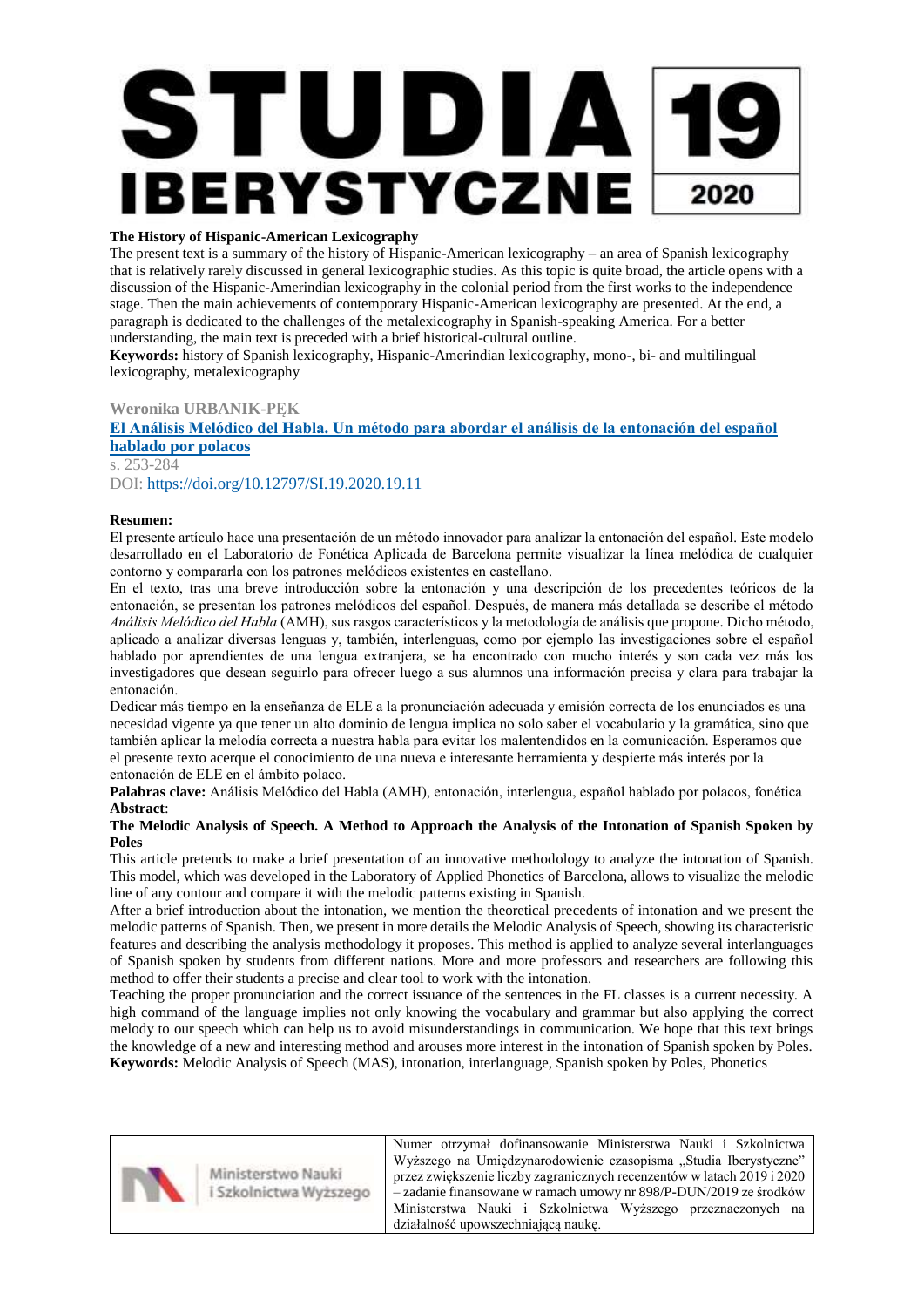**The History of Hispanic-American Lexicography**

The present text is a summary of the history of Hispanic-American lexicography – an area of Spanish lexicography that is relatively rarely discussed in general lexicographic studies. As this topic is quite broad, the article opens with a discussion of the Hispanic-Amerindian lexicography in the colonial period from the first works to the independence stage. Then the main achievements of contemporary Hispanic-American lexicography are presented. At the end, a paragraph is dedicated to the challenges of the metalexicography in Spanish-speaking America. For a better understanding, the main text is preceded with a brief historical-cultural outline.

**Keywords:** history of Spanish lexicography, Hispanic-Amerindian lexicography, mono-, bi- and multilingual lexicography, metalexicography

**Weronika URBANIK-PĘK**

**El Análisis Melódico del Habla. Un método para abordar el análisis de la entonación del español hablado por polacos**

s. 253-284

DOI: https://doi.org/10.12797/SI.19.2020.19.11

**Resumen:**

El presente artículo hace una presentación de un método innovador para analizar la entonación del español. Este modelo desarrollado en el Laboratorio de Fonética Aplicada de Barcelona permite visualizar la línea melódica de cualquier contorno y compararla con los patrones melódicos existentes en castellano.

En el texto, tras una breve introducción sobre la entonación y una descripción de los precedentes teóricos de la entonación, se presentan los patrones melódicos del español. Después, de manera más detallada se describe el método *Análisis Melódico del Habla* (AMH), sus rasgos característicos y la metodología de análisis que propone. Dicho método, aplicado a analizar diversas lenguas y, también, interlenguas, como por ejemplo las investigaciones sobre el español hablado por aprendientes de una lengua extranjera, se ha encontrado con mucho interés y son cada vez más los investigadores que desean seguirlo para ofrecer luego a sus alumnos una información precisa y clara para trabajar la entonación.

Dedicar más tiempo en la enseñanza de ELE a la pronunciación adecuada y emisión correcta de los enunciados es una necesidad vigente ya que tener un alto dominio de lengua implica no solo saber el vocabulario y la gramática, sino que también aplicar la melodía correcta a nuestra habla para evitar los malentendidos en la comunicación. Esperamos que el presente texto acerque el conocimiento de una nueva e interesante herramienta y despierte más interés por la entonación de ELE en el ámbito polaco.

**Palabras clave:** Análisis Melódico del Habla (AMH), entonación, interlengua, español hablado por polacos, fonética

**Abstract**:

**The Melodic Analysis of Speech. A Method to Approach the Analysis of the Intonation of Spanish Spoken by Poles**

This article pretends to make a brief presentation of an innovative methodology to analyze the intonation of Spanish. This model, which was developed in the Laboratory of Applied Phonetics of Barcelona, allows to visualize the melodic line of any contour and compare it with the melodic patterns existing in Spanish.

After a brief introduction about the intonation, we mention the theoretical precedents of intonation and we present the melodic patterns of Spanish. Then, we present in more details the Melodic Analysis of Speech, showing its characteristic features and describing the analysis methodology it proposes. This method is applied to analyze several interlanguages of Spanish spoken by students from different nations. More and more professors and researchers are following this method to offer their students a precise and clear tool to work with the intonation.

Teaching the proper pronunciation and the correct issuance of the sentences in the FL classes is a current necessity. A high command of the language implies not only knowing the vocabulary and grammar but also applying the correct melody to our speech which can help us to avoid misunderstandings in communication. We hope that this text brings the knowledge of a new and interesting method and arouses more interest in the intonation of Spanish spoken by Poles.

**Keywords:** Melodic Analysis of Speech (MAS), intonation, interlanguage, Spanish spoken by Poles, Phonetics

| Ministerstwo Nauki i Szkolnictwa Wyższego | Numer otrzymał dofinansowanie Ministerstwa Nauki i Szkolnictwa Wyższego na Umiędzynarodowienie czasopisma „Studia Iberystyczne" przez zwiększenie liczby zagranicznych recenzentów w latach 2019 i 2020 – zadanie finansowane w ramach umowy nr 898/P-DUN/2019 ze środków Ministerstwa Nauki i Szkolnictwa Wyższego przeznaczonych na działalność upowszechniającą naukę. |
| --- | --- |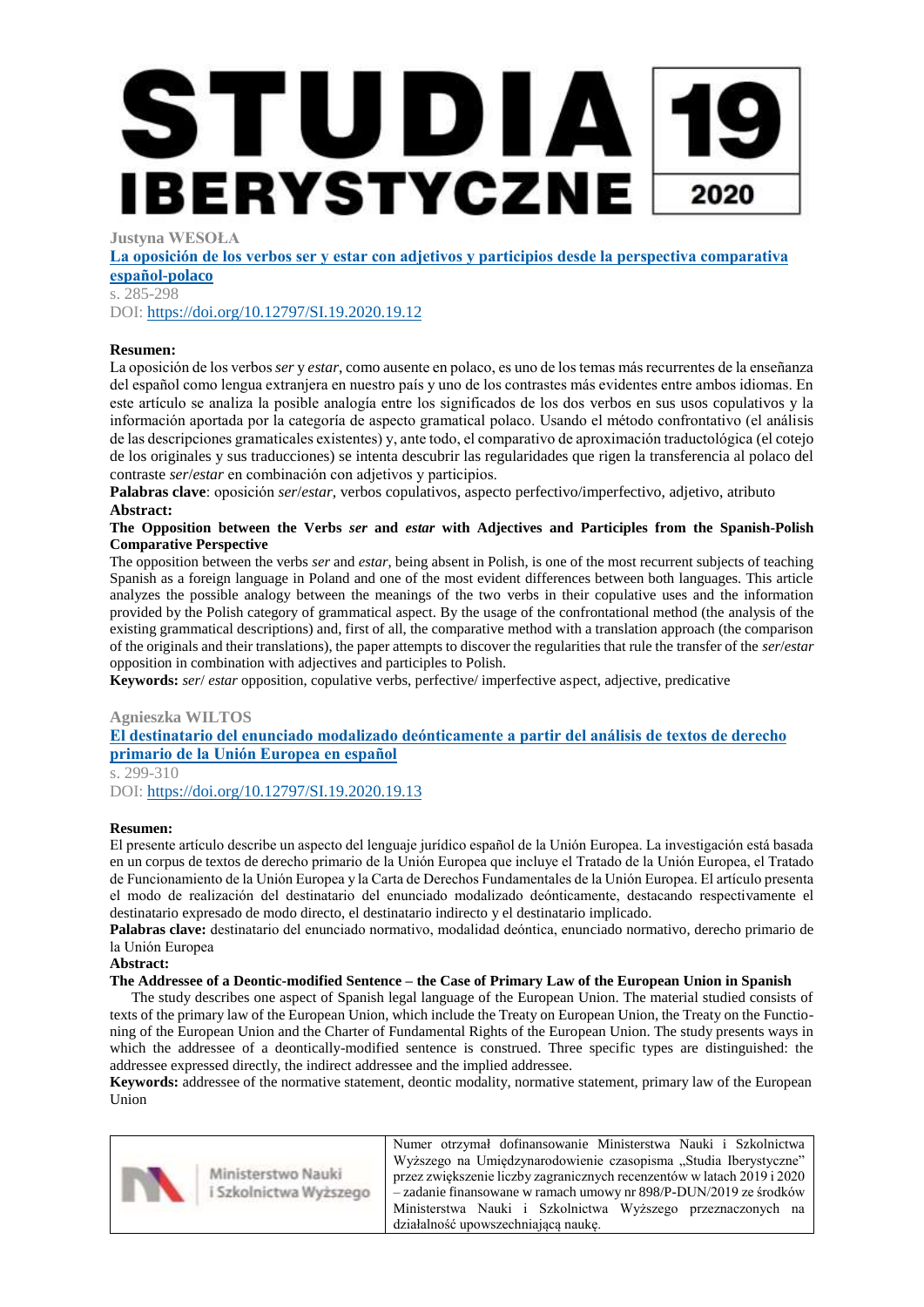# STUDIA IBERYSTYCZNE 19 2020

**Justyna WESOŁA**

**[La oposición de los verbos ser y estar con adjetivos y participios desde la perspectiva comparativa español-polaco](https://doi.org/10.12797/SI.19.2020.19.12)**

s. 285-298

DOI: https://doi.org/10.12797/SI.19.2020.19.12

**Resumen:**

La oposición de los verbos *ser* y *estar*, como ausente en polaco, es uno de los temas más recurrentes de la enseñanza del español como lengua extranjera en nuestro país y uno de los contrastes más evidentes entre ambos idiomas. En este artículo se analiza la posible analogía entre los significados de los dos verbos en sus usos copulativos y la información aportada por la categoría de aspecto gramatical polaco. Usando el método confrontativo (el análisis de las descripciones gramaticales existentes) y, ante todo, el comparativo de aproximación traductológica (el cotejo de los originales y sus traducciones) se intenta descubrir las regularidades que rigen la transferencia al polaco del contraste *ser*/*estar* en combinación con adjetivos y participios.

**Palabras clave**: oposición *ser*/*estar*, verbos copulativos, aspecto perfectivo/imperfectivo, adjetivo, atributo

**Abstract:**

**The Opposition between the Verbs *ser* and *estar* with Adjectives and Participles from the Spanish-Polish Comparative Perspective**

The opposition between the verbs *ser* and *estar*, being absent in Polish, is one of the most recurrent subjects of teaching Spanish as a foreign language in Poland and one of the most evident differences between both languages. This article analyzes the possible analogy between the meanings of the two verbs in their copulative uses and the information provided by the Polish category of grammatical aspect. By the usage of the confrontational method (the analysis of the existing grammatical descriptions) and, first of all, the comparative method with a translation approach (the comparison of the originals and their translations), the paper attempts to discover the regularities that rule the transfer of the *ser*/*estar* opposition in combination with adjectives and participles to Polish.

**Keywords:** *ser*/ *estar* opposition, copulative verbs, perfective/ imperfective aspect, adjective, predicative

**Agnieszka WILTOS**

**[El destinatario del enunciado modalizado deónticamente a partir del análisis de textos de derecho primario de la Unión Europea en español](https://doi.org/10.12797/SI.19.2020.19.13)**

s. 299-310

DOI: https://doi.org/10.12797/SI.19.2020.19.13

**Resumen:**

El presente artículo describe un aspecto del lenguaje jurídico español de la Unión Europea. La investigación está basada en un corpus de textos de derecho primario de la Unión Europea que incluye el Tratado de la Unión Europea, el Tratado de Funcionamiento de la Unión Europea y la Carta de Derechos Fundamentales de la Unión Europea. El artículo presenta el modo de realización del destinatario del enunciado modalizado deónticamente, destacando respectivamente el destinatario expresado de modo directo, el destinatario indirecto y el destinatario implicado.

**Palabras clave:** destinatario del enunciado normativo, modalidad deóntica, enunciado normativo, derecho primario de la Unión Europea

**Abstract:**

**The Addressee of a Deontic-modified Sentence – the Case of Primary Law of the European Union in Spanish**

The study describes one aspect of Spanish legal language of the European Union. The material studied consists of texts of the primary law of the European Union, which include the Treaty on European Union, the Treaty on the Functioning of the European Union and the Charter of Fundamental Rights of the European Union. The study presents ways in which the addressee of a deontically-modified sentence is construed. Three specific types are distinguished: the addressee expressed directly, the indirect addressee and the implied addressee.

**Keywords:** addressee of the normative statement, deontic modality, normative statement, primary law of the European Union

| Ministerstwo Nauki i Szkolnictwa Wyższego | Numer otrzymał dofinansowanie Ministerstwa Nauki i Szkolnictwa Wyższego na Umiędzynarodowienie czasopisma „Studia Iberystyczne" przez zwiększenie liczby zagranicznych recenzentów w latach 2019 i 2020 – zadanie finansowane w ramach umowy nr 898/P-DUN/2019 ze środków Ministerstwa Nauki i Szkolnictwa Wyższego przeznaczonych na działalność upowszechniającą naukę. |
|---|---|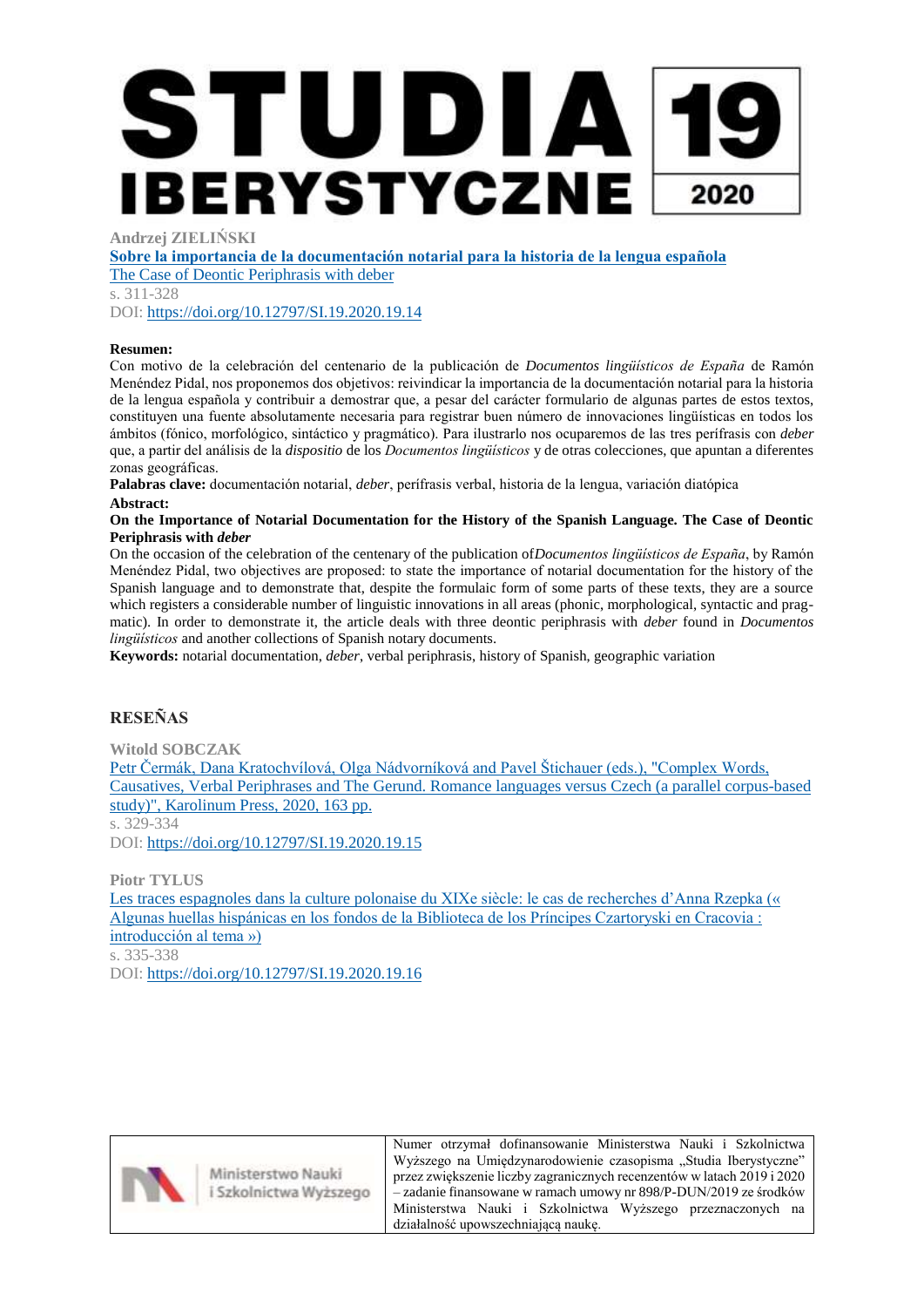# STUDIA IBERYSTYCZNE 19 2020

Andrzej ZIELIŃSKI

Sobre la importancia de la documentación notarial para la historia de la lengua española

The Case of Deontic Periphrasis with deber

s. 311-328

DOI: https://doi.org/10.12797/SI.19.2020.19.14

**Resumen:**
Con motivo de la celebración del centenario de la publicación de *Documentos lingüísticos de España* de Ramón Menéndez Pidal, nos proponemos dos objetivos: reivindicar la importancia de la documentación notarial para la historia de la lengua española y contribuir a demostrar que, a pesar del carácter formulario de algunas partes de estos textos, constituyen una fuente absolutamente necesaria para registrar buen número de innovaciones lingüísticas en todos los ámbitos (fónico, morfológico, sintáctico y pragmático). Para ilustrarlo nos ocuparemos de las tres perífrasis con *deber* que, a partir del análisis de la *dispositio* de los *Documentos lingüísticos* y de otras colecciones, que apuntan a diferentes zonas geográficas.

**Palabras clave:** documentación notarial, *deber*, perífrasis verbal, historia de la lengua, variación diatópica

**Abstract:**

**On the Importance of Notarial Documentation for the History of the Spanish Language. The Case of Deontic Periphrasis with *deber***

On the occasion of the celebration of the centenary of the publication of*Documentos lingüísticos de España*, by Ramón Menéndez Pidal, two objectives are proposed: to state the importance of notarial documentation for the history of the Spanish language and to demonstrate that, despite the formulaic form of some parts of these texts, they are a source which registers a considerable number of linguistic innovations in all areas (phonic, morphological, syntactic and pragmatic). In order to demonstrate it, the article deals with three deontic periphrasis with *deber* found in *Documentos lingüísticos* and another collections of Spanish notary documents.

**Keywords:** notarial documentation, *deber*, verbal periphrasis, history of Spanish, geographic variation

## RESEÑAS

Witold SOBCZAK

Petr Čermák, Dana Kratochvílová, Olga Nádvorníková and Pavel Štichauer (eds.), "Complex Words, Causatives, Verbal Periphrases and The Gerund. Romance languages versus Czech (a parallel corpus-based study)", Karolinum Press, 2020, 163 pp.

s. 329-334

DOI: https://doi.org/10.12797/SI.19.2020.19.15

Piotr TYLUS

Les traces espagnoles dans la culture polonaise du XIXe siècle: le cas de recherches d'Anna Rzepka (« Algunas huellas hispánicas en los fondos de la Biblioteca de los Príncipes Czartoryski en Cracovia : introducción al tema »)

s. 335-338

DOI: https://doi.org/10.12797/SI.19.2020.19.16

| | |
|---|---|
| Ministerstwo Nauki i Szkolnictwa Wyższego | Numer otrzymał dofinansowanie Ministerstwa Nauki i Szkolnictwa Wyższego na Umiędzynarodowienie czasopisma „Studia Iberystyczne" przez zwiększenie liczby zagranicznych recenzentów w latach 2019 i 2020 – zadanie finansowane w ramach umowy nr 898/P-DUN/2019 ze środków Ministerstwa Nauki i Szkolnictwa Wyższego przeznaczonych na działalność upowszechniającą naukę. |